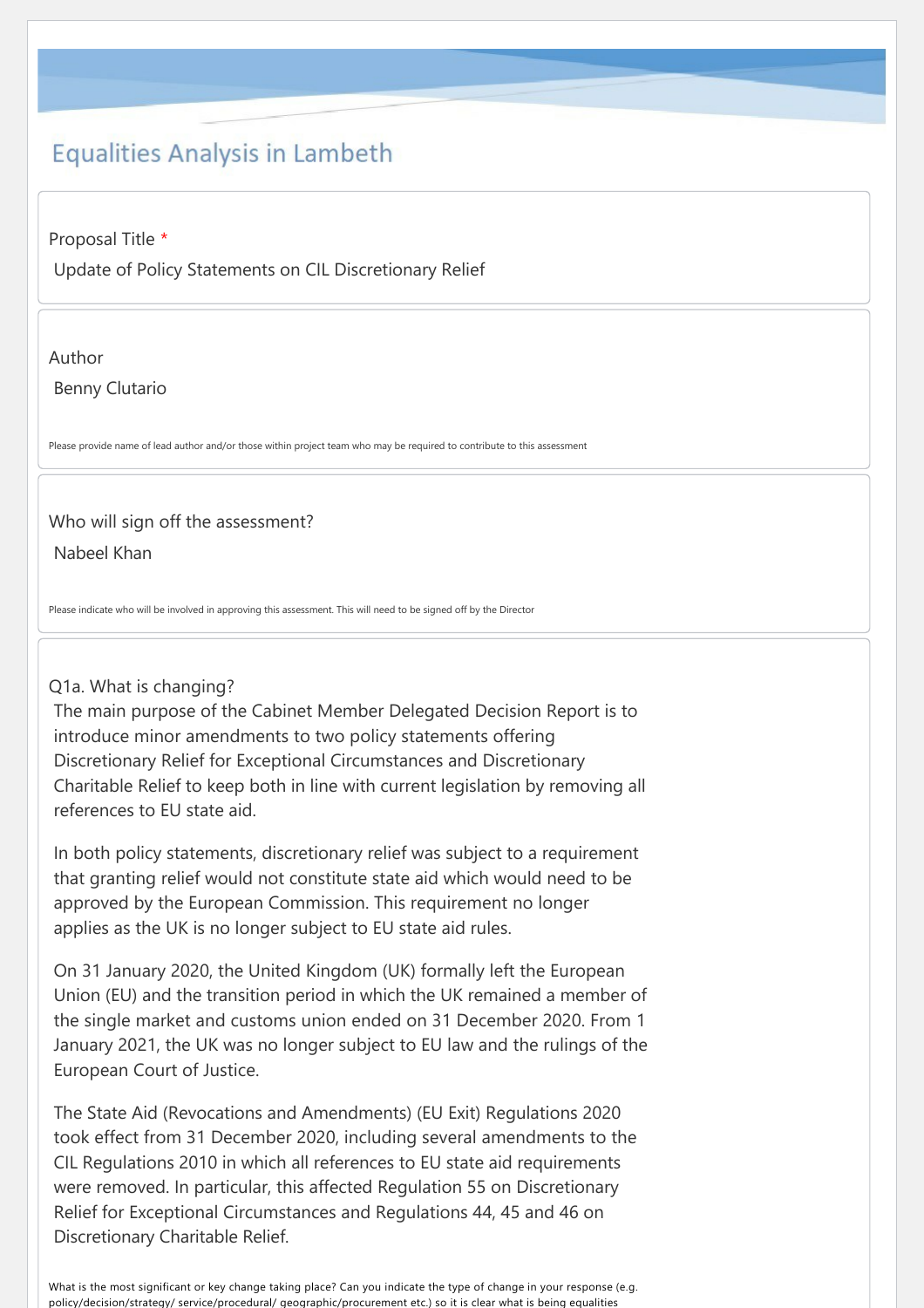# Equalities Analysis in Lambeth

Proposal Title *

Update of Policy Statements on CIL Discretionary Relief

Author

Benny Clutario

Please provide name of lead author and/or those within project team who may be required to contribute to this assessment

Who will sign off the assessment?

Nabeel Khan

Please indicate who will be involved in approving this assessment. This will need to be signed off by the Director

Q1a. What is changing?

The main purpose of the Cabinet Member Delegated Decision Report is to introduce minor amendments to two policy statements offering Discretionary Relief for Exceptional Circumstances and Discretionary Charitable Relief to keep both in line with current legislation by removing all references to EU state aid.

In both policy statements, discretionary relief was subject to a requirement that granting relief would not constitute state aid which would need to be approved by the European Commission. This requirement no longer applies as the UK is no longer subject to EU state aid rules.

On 31 January 2020, the United Kingdom (UK) formally left the European Union (EU) and the transition period in which the UK remained a member of the single market and customs union ended on 31 December 2020. From 1 January 2021, the UK was no longer subject to EU law and the rulings of the European Court of Justice.

The State Aid (Revocations and Amendments) (EU Exit) Regulations 2020 took effect from 31 December 2020, including several amendments to the CIL Regulations 2010 in which all references to EU state aid requirements were removed. In particular, this affected Regulation 55 on Discretionary Relief for Exceptional Circumstances and Regulations 44, 45 and 46 on Discretionary Charitable Relief.

What is the most significant or key change taking place? Can you indicate the type of change in your response (e.g. policy/decision/strategy/ service/procedural/ geographic/procurement etc.) so it is clear what is being equalities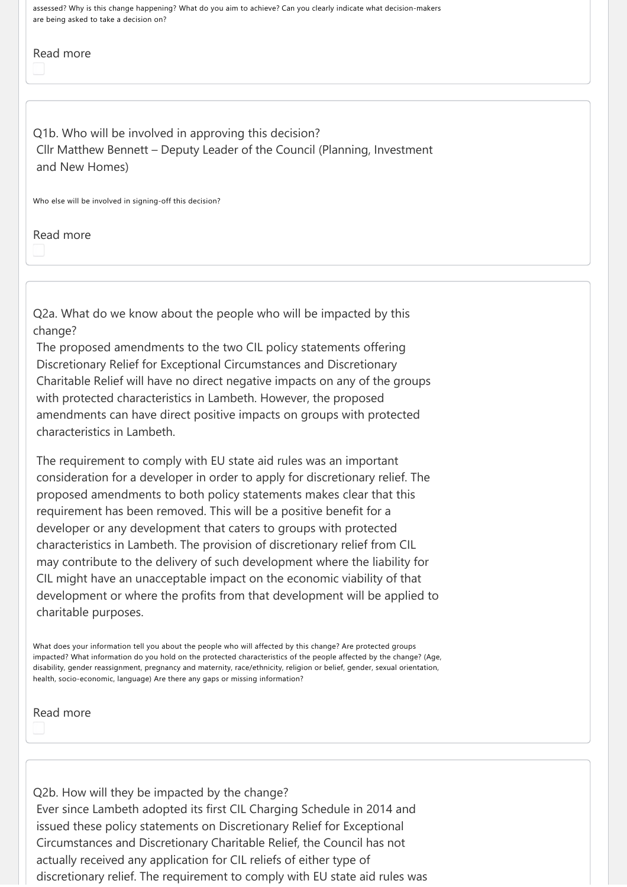assessed? Why is this change happening? What do you aim to achieve? Can you clearly indicate what decision-makers are being asked to take a decision on?

Read more

Q1b. Who will be involved in approving this decision?
Cllr Matthew Bennett – Deputy Leader of the Council (Planning, Investment and New Homes)

Who else will be involved in signing-off this decision?

Read more

Q2a. What do we know about the people who will be impacted by this change?
The proposed amendments to the two CIL policy statements offering Discretionary Relief for Exceptional Circumstances and Discretionary Charitable Relief will have no direct negative impacts on any of the groups with protected characteristics in Lambeth. However, the proposed amendments can have direct positive impacts on groups with protected characteristics in Lambeth.

The requirement to comply with EU state aid rules was an important consideration for a developer in order to apply for discretionary relief. The proposed amendments to both policy statements makes clear that this requirement has been removed. This will be a positive benefit for a developer or any development that caters to groups with protected characteristics in Lambeth. The provision of discretionary relief from CIL may contribute to the delivery of such development where the liability for CIL might have an unacceptable impact on the economic viability of that development or where the profits from that development will be applied to charitable purposes.

What does your information tell you about the people who will affected by this change? Are protected groups impacted? What information do you hold on the protected characteristics of the people affected by the change? (Age, disability, gender reassignment, pregnancy and maternity, race/ethnicity, religion or belief, gender, sexual orientation, health, socio-economic, language) Are there any gaps or missing information?

Read more

Q2b. How will they be impacted by the change?
Ever since Lambeth adopted its first CIL Charging Schedule in 2014 and issued these policy statements on Discretionary Relief for Exceptional Circumstances and Discretionary Charitable Relief, the Council has not actually received any application for CIL reliefs of either type of discretionary relief. The requirement to comply with EU state aid rules was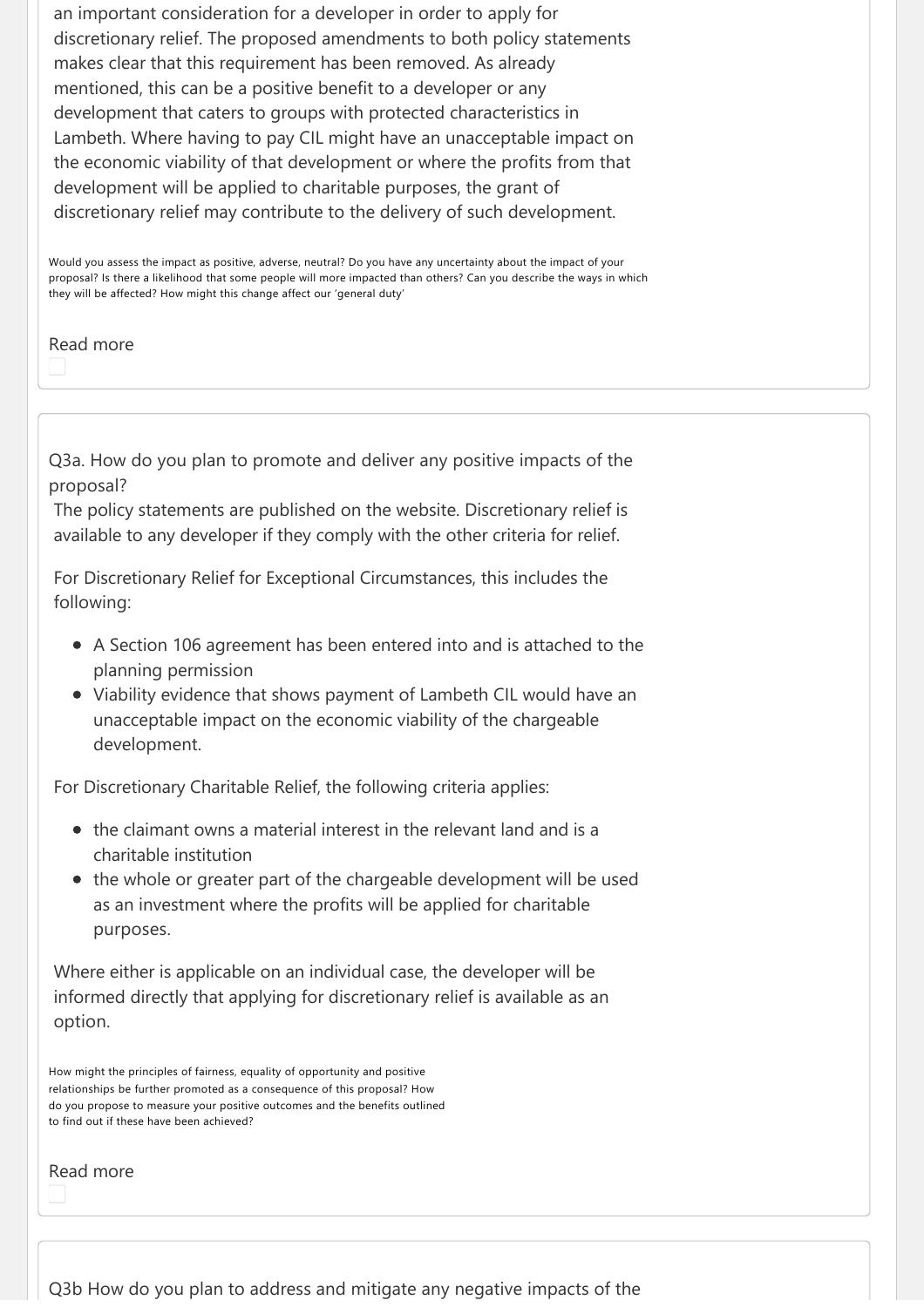an important consideration for a developer in order to apply for discretionary relief. The proposed amendments to both policy statements makes clear that this requirement has been removed. As already mentioned, this can be a positive benefit to a developer or any development that caters to groups with protected characteristics in Lambeth. Where having to pay CIL might have an unacceptable impact on the economic viability of that development or where the profits from that development will be applied to charitable purposes, the grant of discretionary relief may contribute to the delivery of such development.

Would you assess the impact as positive, adverse, neutral? Do you have any uncertainty about the impact of your proposal? Is there a likelihood that some people will more impacted than others? Can you describe the ways in which they will be affected? How might this change affect our 'general duty'

Read more

Q3a. How do you plan to promote and deliver any positive impacts of the proposal?

The policy statements are published on the website. Discretionary relief is available to any developer if they comply with the other criteria for relief.

For Discretionary Relief for Exceptional Circumstances, this includes the following:

- A Section 106 agreement has been entered into and is attached to the planning permission
- Viability evidence that shows payment of Lambeth CIL would have an unacceptable impact on the economic viability of the chargeable development.

For Discretionary Charitable Relief, the following criteria applies:

- the claimant owns a material interest in the relevant land and is a charitable institution
- the whole or greater part of the chargeable development will be used as an investment where the profits will be applied for charitable purposes.

Where either is applicable on an individual case, the developer will be informed directly that applying for discretionary relief is available as an option.

How might the principles of fairness, equality of opportunity and positive relationships be further promoted as a consequence of this proposal? How do you propose to measure your positive outcomes and the benefits outlined to find out if these have been achieved?

Read more

Q3b How do you plan to address and mitigate any negative impacts of the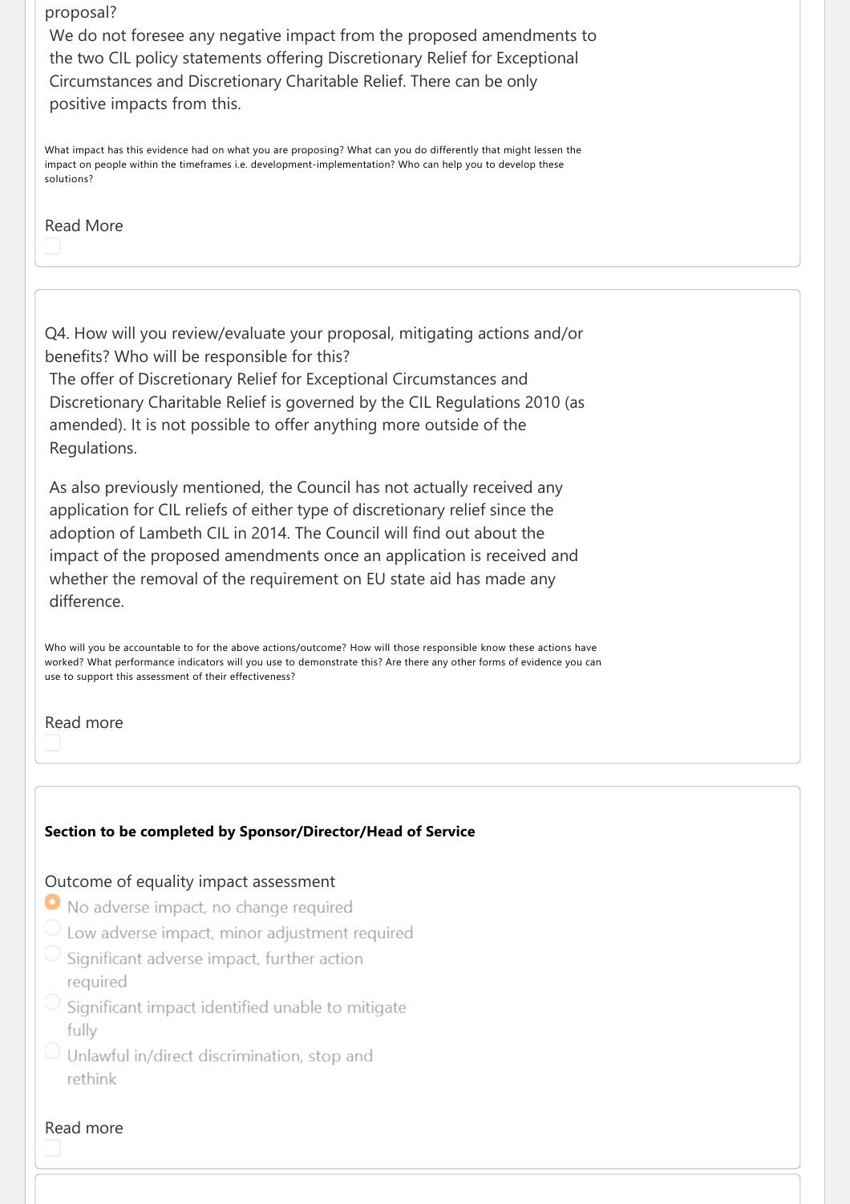proposal?

We do not foresee any negative impact from the proposed amendments to the two CIL policy statements offering Discretionary Relief for Exceptional Circumstances and Discretionary Charitable Relief. There can be only positive impacts from this.

What impact has this evidence had on what you are proposing? What can you do differently that might lessen the impact on people within the timeframes i.e. development-implementation? Who can help you to develop these solutions?

Read More

Q4. How will you review/evaluate your proposal, mitigating actions and/or benefits? Who will be responsible for this?

The offer of Discretionary Relief for Exceptional Circumstances and Discretionary Charitable Relief is governed by the CIL Regulations 2010 (as amended). It is not possible to offer anything more outside of the Regulations.

As also previously mentioned, the Council has not actually received any application for CIL reliefs of either type of discretionary relief since the adoption of Lambeth CIL in 2014. The Council will find out about the impact of the proposed amendments once an application is received and whether the removal of the requirement on EU state aid has made any difference.

Who will you be accountable to for the above actions/outcome? How will those responsible know these actions have worked? What performance indicators will you use to demonstrate this? Are there any other forms of evidence you can use to support this assessment of their effectiveness?

Read more

**Section to be completed by Sponsor/Director/Head of Service**

Outcome of equality impact assessment

- (selected) No adverse impact, no change required
- Low adverse impact, minor adjustment required
- Significant adverse impact, further action required
- Significant impact identified unable to mitigate fully
- Unlawful in/direct discrimination, stop and rethink

Read more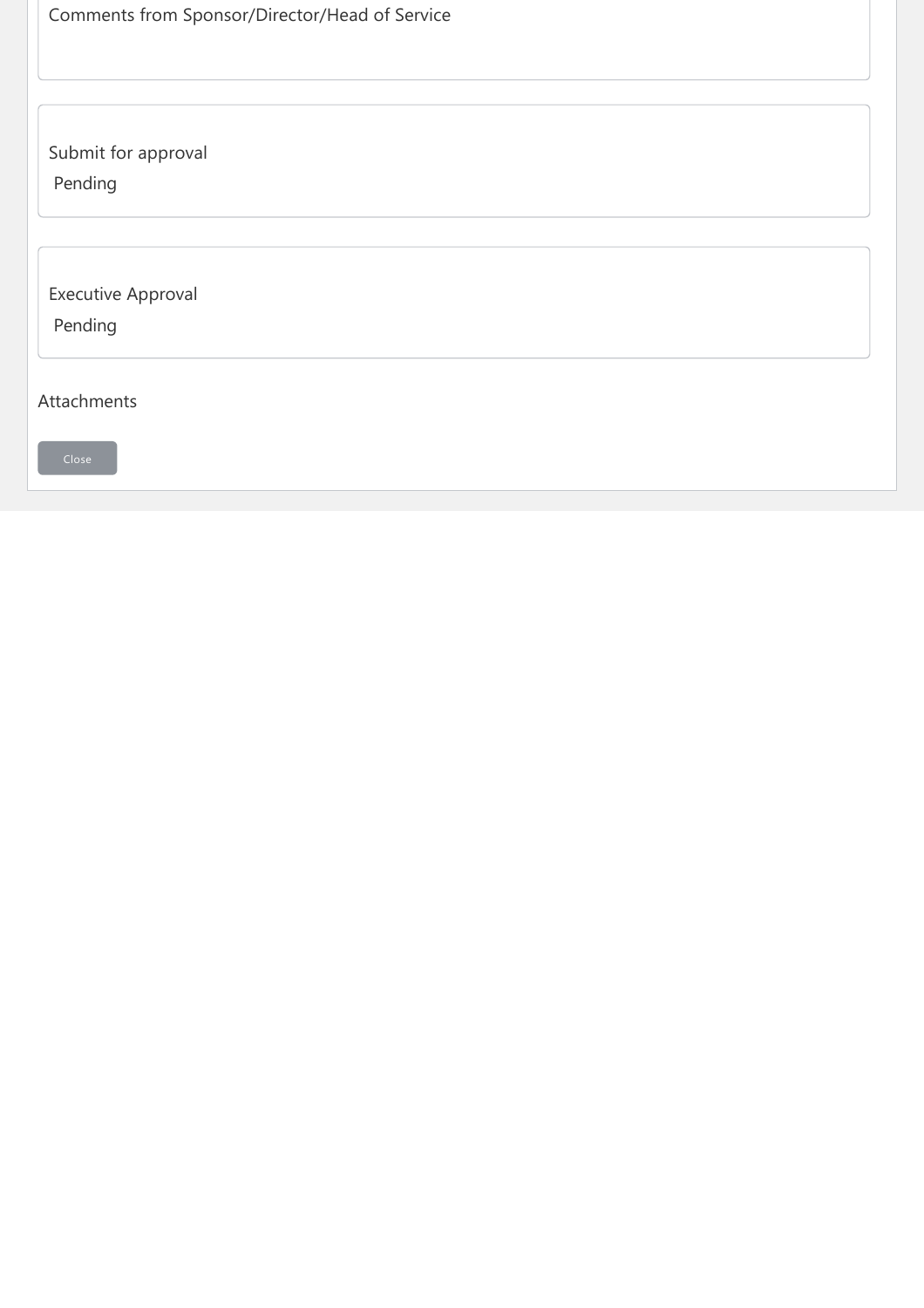Comments from Sponsor/Director/Head of Service

Submit for approval

Pending

Executive Approval

Pending

Attachments

Close